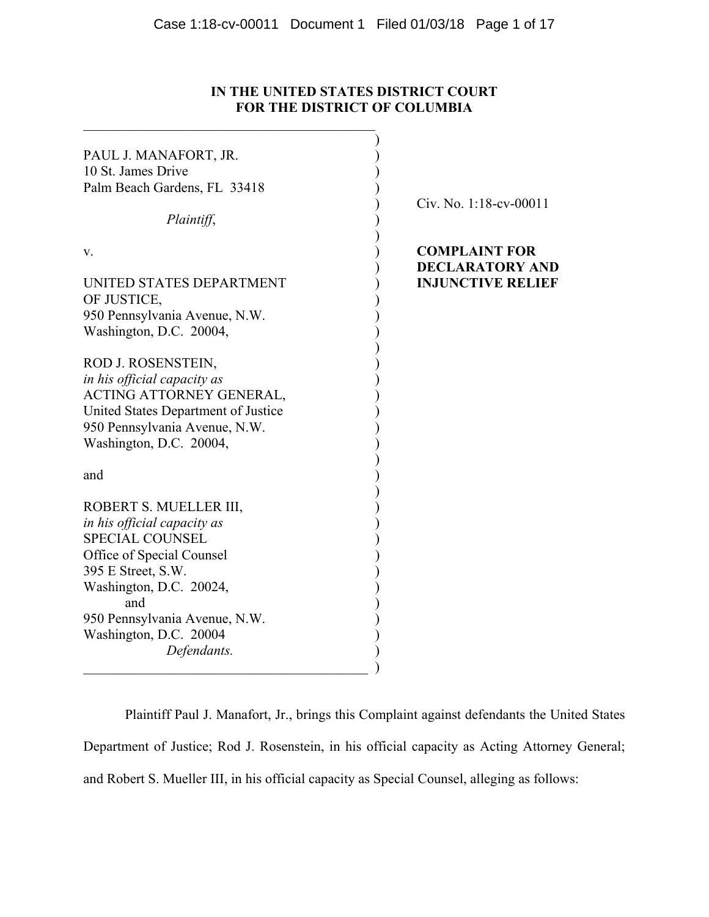**IN THE UNITED STATES DISTRICT COURT**
**FOR THE DISTRICT OF COLUMBIA**

PAUL J. MANAFORT, JR.
10 St. James Drive
Palm Beach Gardens, FL 33418

*Plaintiff*,

v.

UNITED STATES DEPARTMENT OF JUSTICE,
950 Pennsylvania Avenue, N.W.
Washington, D.C. 20004,

ROD J. ROSENSTEIN,
*in his official capacity as*
ACTING ATTORNEY GENERAL,
United States Department of Justice
950 Pennsylvania Avenue, N.W.
Washington, D.C. 20004,

and

ROBERT S. MUELLER III,
*in his official capacity as*
SPECIAL COUNSEL
Office of Special Counsel
395 E Street, S.W.
Washington, D.C. 20024,
and
950 Pennsylvania Avenue, N.W.
Washington, D.C. 20004

*Defendants.*

Civ. No. 1:18-cv-00011

**COMPLAINT FOR DECLARATORY AND INJUNCTIVE RELIEF**

Plaintiff Paul J. Manafort, Jr., brings this Complaint against defendants the United States Department of Justice; Rod J. Rosenstein, in his official capacity as Acting Attorney General; and Robert S. Mueller III, in his official capacity as Special Counsel, alleging as follows: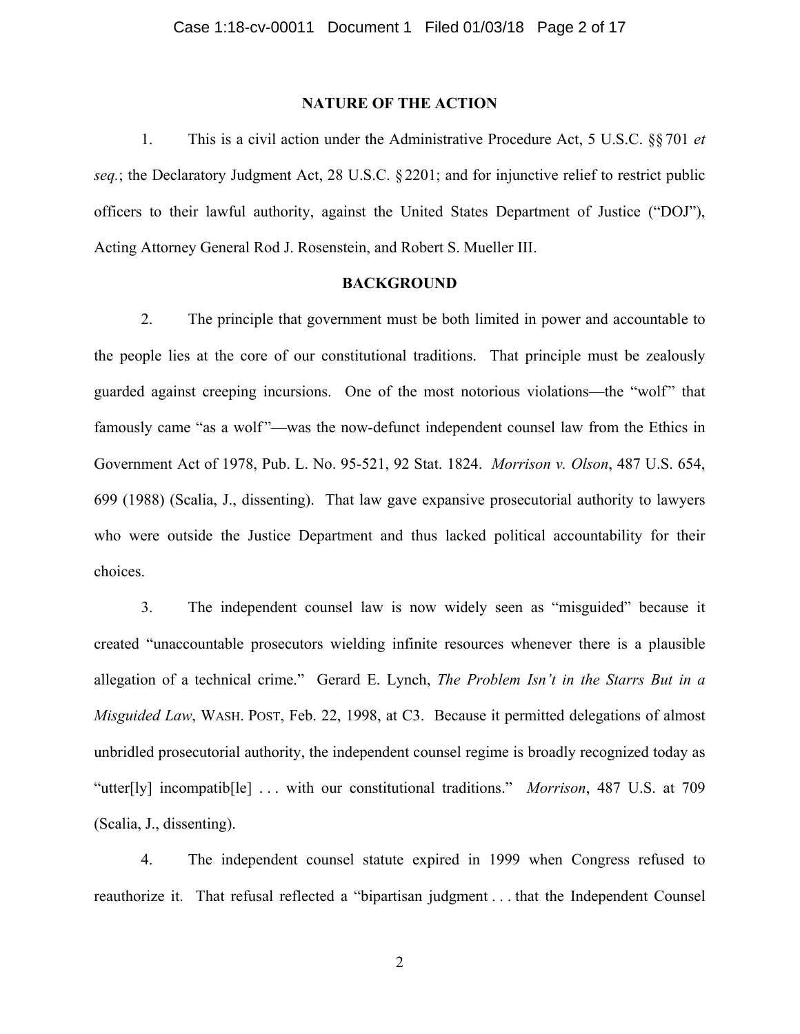## NATURE OF THE ACTION

1. This is a civil action under the Administrative Procedure Act, 5 U.S.C. §§ 701 *et seq.*; the Declaratory Judgment Act, 28 U.S.C. § 2201; and for injunctive relief to restrict public officers to their lawful authority, against the United States Department of Justice ("DOJ"), Acting Attorney General Rod J. Rosenstein, and Robert S. Mueller III.

## BACKGROUND

2. The principle that government must be both limited in power and accountable to the people lies at the core of our constitutional traditions. That principle must be zealously guarded against creeping incursions. One of the most notorious violations—the "wolf" that famously came "as a wolf"—was the now-defunct independent counsel law from the Ethics in Government Act of 1978, Pub. L. No. 95-521, 92 Stat. 1824. *Morrison v. Olson*, 487 U.S. 654, 699 (1988) (Scalia, J., dissenting). That law gave expansive prosecutorial authority to lawyers who were outside the Justice Department and thus lacked political accountability for their choices.

3. The independent counsel law is now widely seen as "misguided" because it created "unaccountable prosecutors wielding infinite resources whenever there is a plausible allegation of a technical crime." Gerard E. Lynch, *The Problem Isn't in the Starrs But in a Misguided Law*, WASH. POST, Feb. 22, 1998, at C3. Because it permitted delegations of almost unbridled prosecutorial authority, the independent counsel regime is broadly recognized today as "utter[ly] incompatib[le] . . . with our constitutional traditions." *Morrison*, 487 U.S. at 709 (Scalia, J., dissenting).

4. The independent counsel statute expired in 1999 when Congress refused to reauthorize it. That refusal reflected a "bipartisan judgment . . . that the Independent Counsel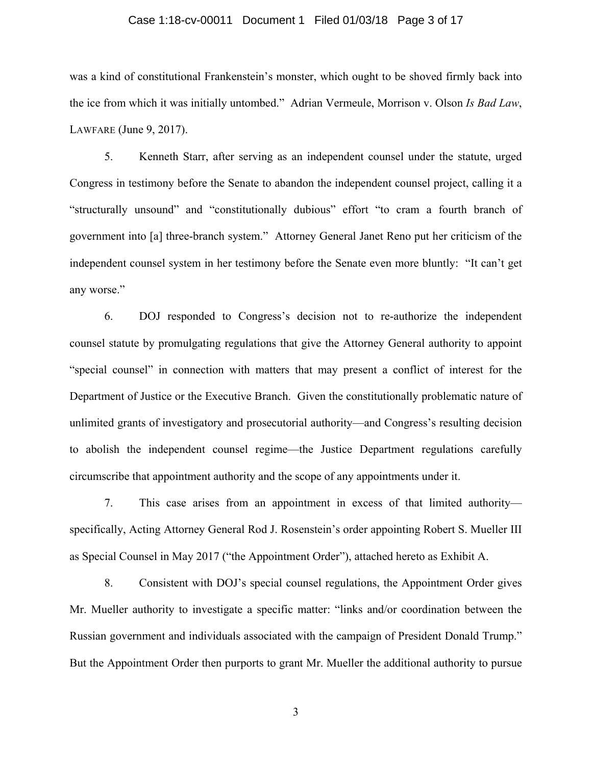was a kind of constitutional Frankenstein's monster, which ought to be shoved firmly back into the ice from which it was initially untombed." Adrian Vermeule, Morrison v. Olson *Is Bad Law*, LAWFARE (June 9, 2017).

5. Kenneth Starr, after serving as an independent counsel under the statute, urged Congress in testimony before the Senate to abandon the independent counsel project, calling it a "structurally unsound" and "constitutionally dubious" effort "to cram a fourth branch of government into [a] three-branch system." Attorney General Janet Reno put her criticism of the independent counsel system in her testimony before the Senate even more bluntly: "It can't get any worse."

6. DOJ responded to Congress's decision not to re-authorize the independent counsel statute by promulgating regulations that give the Attorney General authority to appoint "special counsel" in connection with matters that may present a conflict of interest for the Department of Justice or the Executive Branch. Given the constitutionally problematic nature of unlimited grants of investigatory and prosecutorial authority—and Congress's resulting decision to abolish the independent counsel regime—the Justice Department regulations carefully circumscribe that appointment authority and the scope of any appointments under it.

7. This case arises from an appointment in excess of that limited authority—specifically, Acting Attorney General Rod J. Rosenstein's order appointing Robert S. Mueller III as Special Counsel in May 2017 ("the Appointment Order"), attached hereto as Exhibit A.

8. Consistent with DOJ's special counsel regulations, the Appointment Order gives Mr. Mueller authority to investigate a specific matter: "links and/or coordination between the Russian government and individuals associated with the campaign of President Donald Trump." But the Appointment Order then purports to grant Mr. Mueller the additional authority to pursue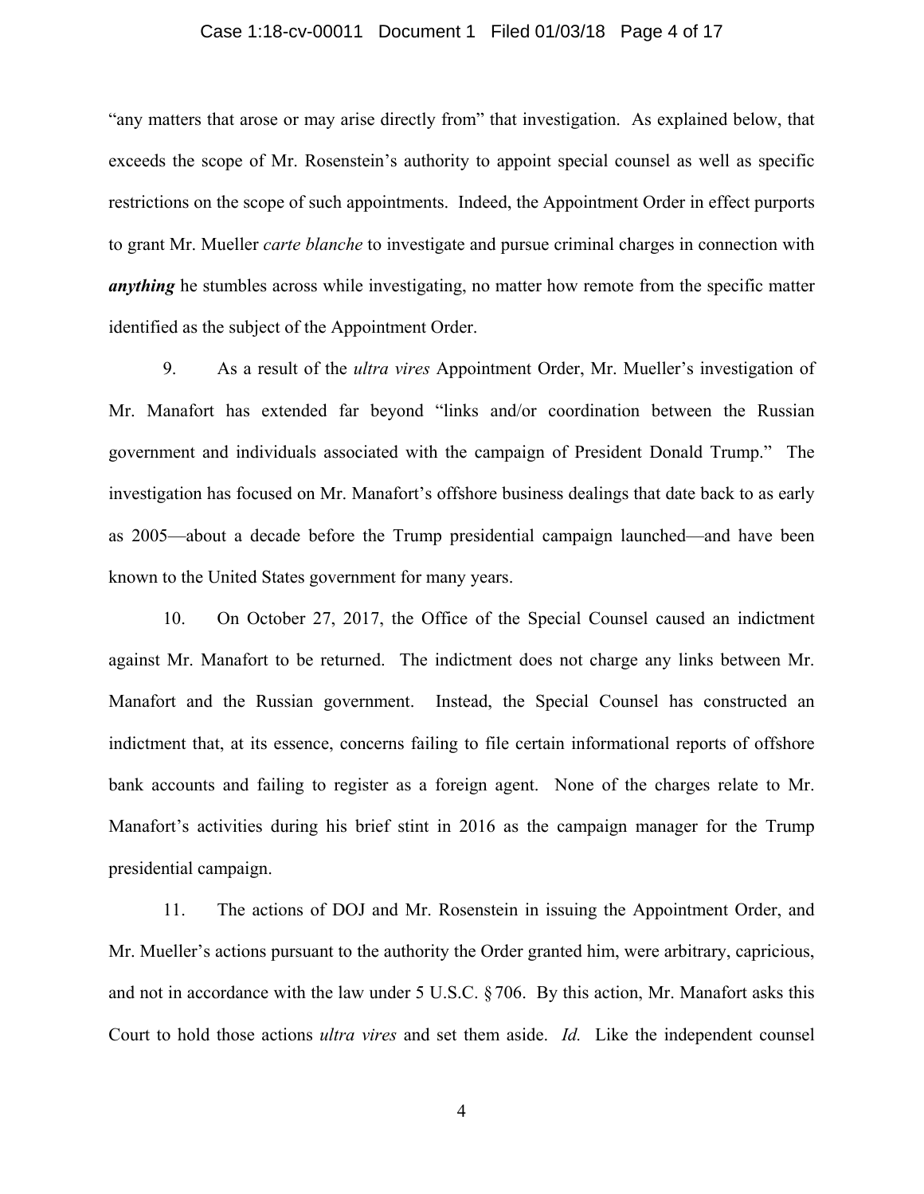"any matters that arose or may arise directly from" that investigation. As explained below, that exceeds the scope of Mr. Rosenstein's authority to appoint special counsel as well as specific restrictions on the scope of such appointments. Indeed, the Appointment Order in effect purports to grant Mr. Mueller *carte blanche* to investigate and pursue criminal charges in connection with ***anything*** he stumbles across while investigating, no matter how remote from the specific matter identified as the subject of the Appointment Order.

9. As a result of the *ultra vires* Appointment Order, Mr. Mueller's investigation of Mr. Manafort has extended far beyond "links and/or coordination between the Russian government and individuals associated with the campaign of President Donald Trump." The investigation has focused on Mr. Manafort's offshore business dealings that date back to as early as 2005—about a decade before the Trump presidential campaign launched—and have been known to the United States government for many years.

10. On October 27, 2017, the Office of the Special Counsel caused an indictment against Mr. Manafort to be returned. The indictment does not charge any links between Mr. Manafort and the Russian government. Instead, the Special Counsel has constructed an indictment that, at its essence, concerns failing to file certain informational reports of offshore bank accounts and failing to register as a foreign agent. None of the charges relate to Mr. Manafort's activities during his brief stint in 2016 as the campaign manager for the Trump presidential campaign.

11. The actions of DOJ and Mr. Rosenstein in issuing the Appointment Order, and Mr. Mueller's actions pursuant to the authority the Order granted him, were arbitrary, capricious, and not in accordance with the law under 5 U.S.C. § 706. By this action, Mr. Manafort asks this Court to hold those actions *ultra vires* and set them aside. *Id.* Like the independent counsel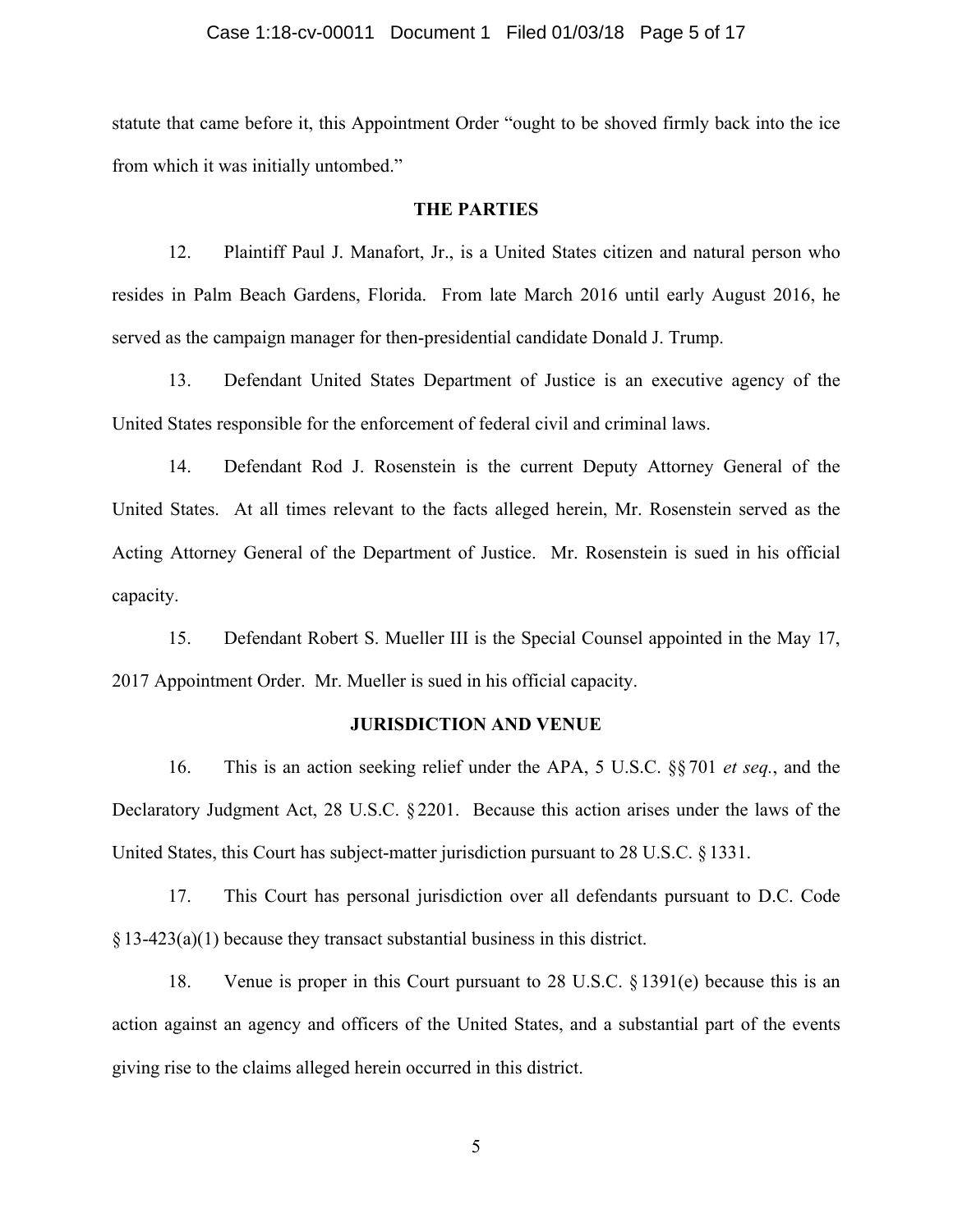statute that came before it, this Appointment Order "ought to be shoved firmly back into the ice from which it was initially untombed."

## THE PARTIES

12. Plaintiff Paul J. Manafort, Jr., is a United States citizen and natural person who resides in Palm Beach Gardens, Florida. From late March 2016 until early August 2016, he served as the campaign manager for then-presidential candidate Donald J. Trump.

13. Defendant United States Department of Justice is an executive agency of the United States responsible for the enforcement of federal civil and criminal laws.

14. Defendant Rod J. Rosenstein is the current Deputy Attorney General of the United States. At all times relevant to the facts alleged herein, Mr. Rosenstein served as the Acting Attorney General of the Department of Justice. Mr. Rosenstein is sued in his official capacity.

15. Defendant Robert S. Mueller III is the Special Counsel appointed in the May 17, 2017 Appointment Order. Mr. Mueller is sued in his official capacity.

## JURISDICTION AND VENUE

16. This is an action seeking relief under the APA, 5 U.S.C. §§ 701 *et seq.*, and the Declaratory Judgment Act, 28 U.S.C. § 2201. Because this action arises under the laws of the United States, this Court has subject-matter jurisdiction pursuant to 28 U.S.C. § 1331.

17. This Court has personal jurisdiction over all defendants pursuant to D.C. Code § 13-423(a)(1) because they transact substantial business in this district.

18. Venue is proper in this Court pursuant to 28 U.S.C. § 1391(e) because this is an action against an agency and officers of the United States, and a substantial part of the events giving rise to the claims alleged herein occurred in this district.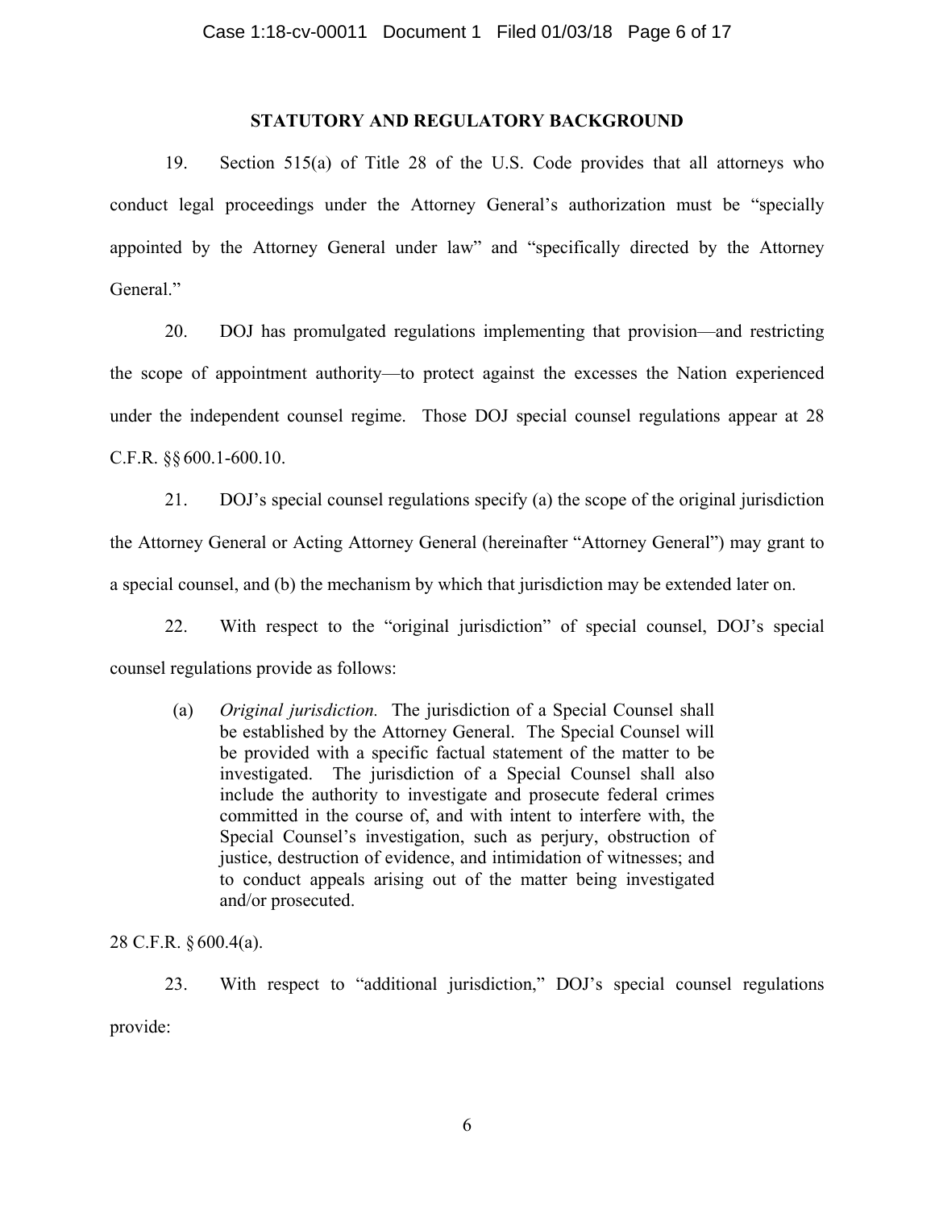## STATUTORY AND REGULATORY BACKGROUND

19. Section 515(a) of Title 28 of the U.S. Code provides that all attorneys who conduct legal proceedings under the Attorney General's authorization must be "specially appointed by the Attorney General under law" and "specifically directed by the Attorney General."

20. DOJ has promulgated regulations implementing that provision—and restricting the scope of appointment authority—to protect against the excesses the Nation experienced under the independent counsel regime. Those DOJ special counsel regulations appear at 28 C.F.R. §§ 600.1-600.10.

21. DOJ's special counsel regulations specify (a) the scope of the original jurisdiction the Attorney General or Acting Attorney General (hereinafter "Attorney General") may grant to a special counsel, and (b) the mechanism by which that jurisdiction may be extended later on.

22. With respect to the "original jurisdiction" of special counsel, DOJ's special counsel regulations provide as follows:

> (a) *Original jurisdiction.* The jurisdiction of a Special Counsel shall be established by the Attorney General. The Special Counsel will be provided with a specific factual statement of the matter to be investigated. The jurisdiction of a Special Counsel shall also include the authority to investigate and prosecute federal crimes committed in the course of, and with intent to interfere with, the Special Counsel's investigation, such as perjury, obstruction of justice, destruction of evidence, and intimidation of witnesses; and to conduct appeals arising out of the matter being investigated and/or prosecuted.

28 C.F.R. § 600.4(a).

23. With respect to "additional jurisdiction," DOJ's special counsel regulations provide: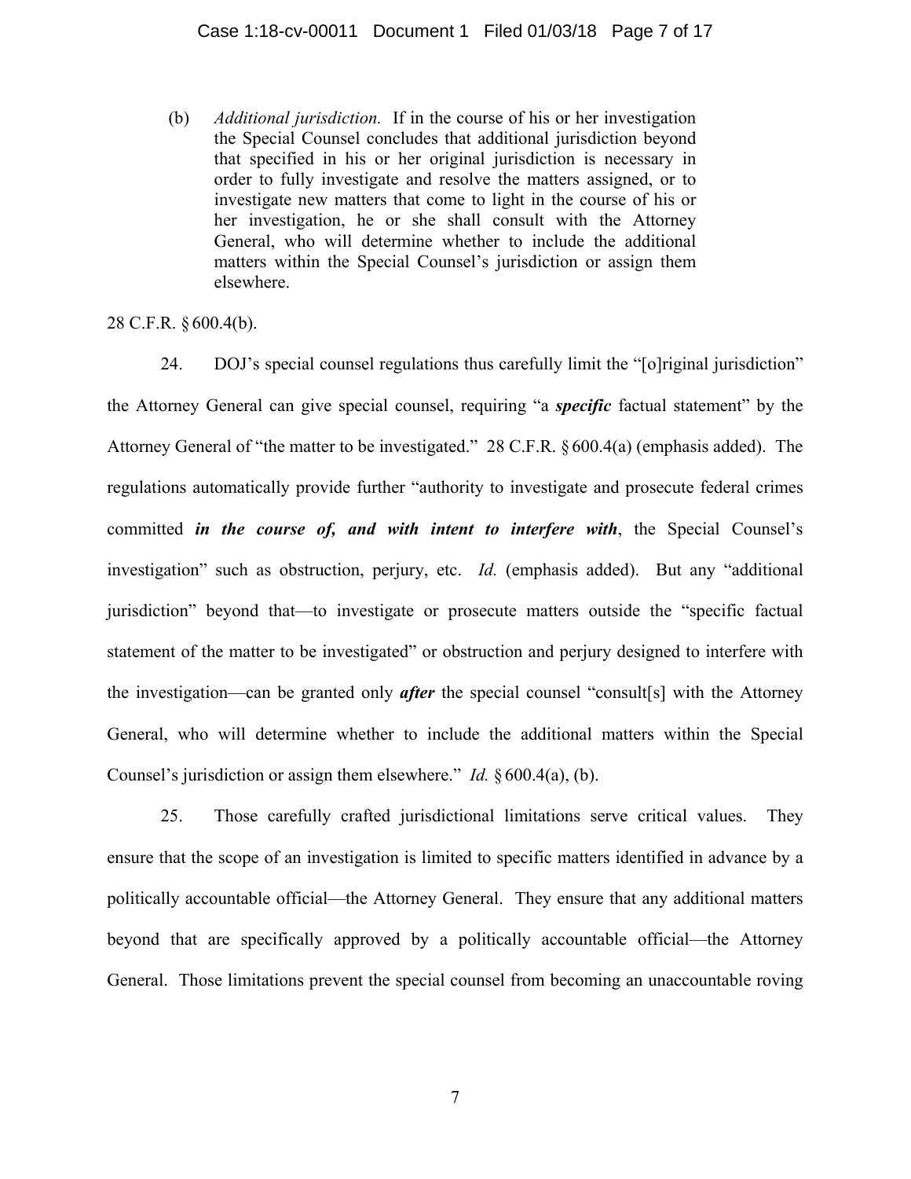> (b) *Additional jurisdiction.* If in the course of his or her investigation the Special Counsel concludes that additional jurisdiction beyond that specified in his or her original jurisdiction is necessary in order to fully investigate and resolve the matters assigned, or to investigate new matters that come to light in the course of his or her investigation, he or she shall consult with the Attorney General, who will determine whether to include the additional matters within the Special Counsel's jurisdiction or assign them elsewhere.

28 C.F.R. § 600.4(b).

24. DOJ's special counsel regulations thus carefully limit the "[o]riginal jurisdiction" the Attorney General can give special counsel, requiring "a ***specific*** factual statement" by the Attorney General of "the matter to be investigated." 28 C.F.R. § 600.4(a) (emphasis added). The regulations automatically provide further "authority to investigate and prosecute federal crimes committed ***in the course of, and with intent to interfere with***, the Special Counsel's investigation" such as obstruction, perjury, etc. *Id.* (emphasis added). But any "additional jurisdiction" beyond that—to investigate or prosecute matters outside the "specific factual statement of the matter to be investigated" or obstruction and perjury designed to interfere with the investigation—can be granted only ***after*** the special counsel "consult[s] with the Attorney General, who will determine whether to include the additional matters within the Special Counsel's jurisdiction or assign them elsewhere." *Id.* § 600.4(a), (b).

25. Those carefully crafted jurisdictional limitations serve critical values. They ensure that the scope of an investigation is limited to specific matters identified in advance by a politically accountable official—the Attorney General. They ensure that any additional matters beyond that are specifically approved by a politically accountable official—the Attorney General. Those limitations prevent the special counsel from becoming an unaccountable roving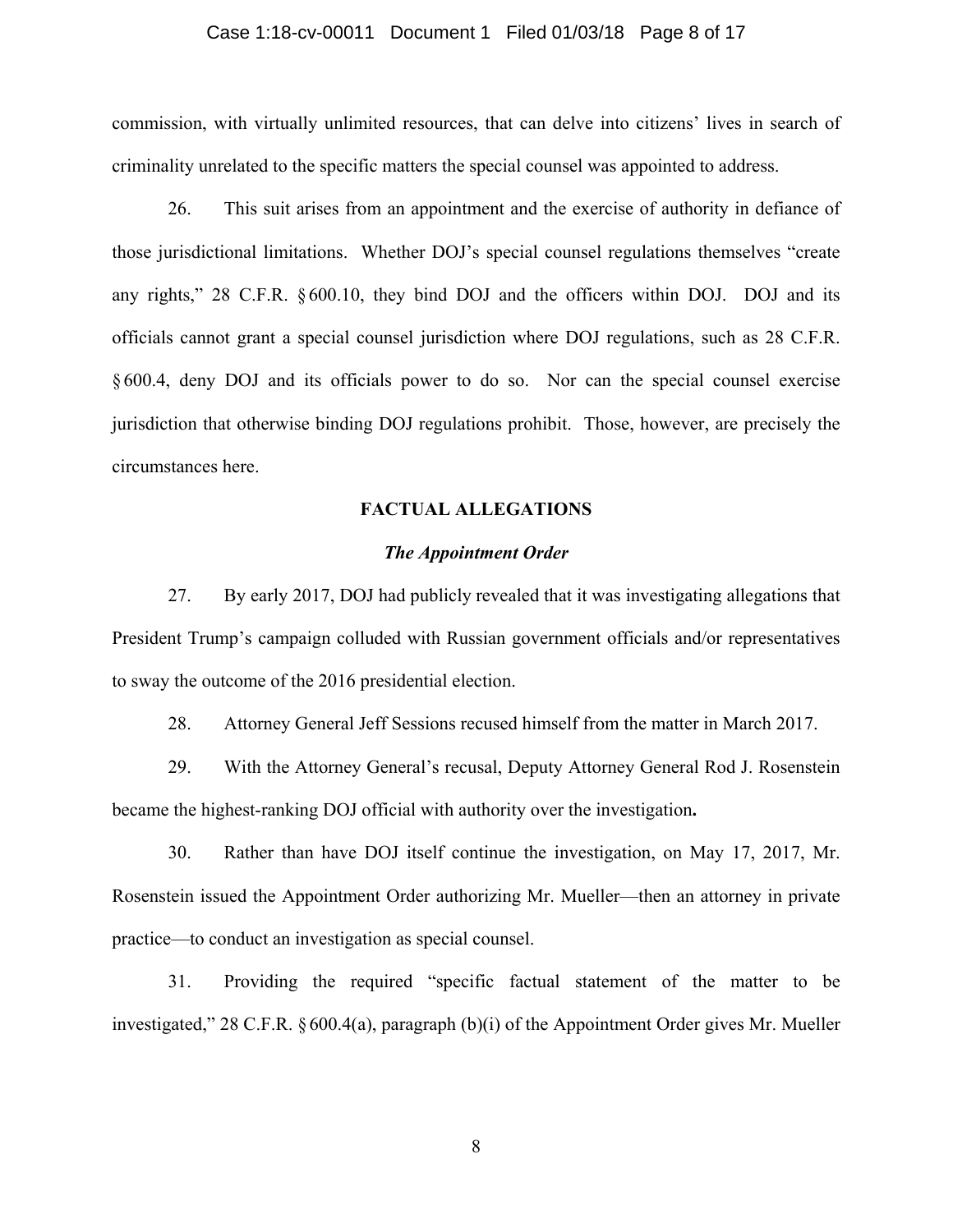commission, with virtually unlimited resources, that can delve into citizens' lives in search of criminality unrelated to the specific matters the special counsel was appointed to address.

26. This suit arises from an appointment and the exercise of authority in defiance of those jurisdictional limitations. Whether DOJ's special counsel regulations themselves "create any rights," 28 C.F.R. § 600.10, they bind DOJ and the officers within DOJ. DOJ and its officials cannot grant a special counsel jurisdiction where DOJ regulations, such as 28 C.F.R. § 600.4, deny DOJ and its officials power to do so. Nor can the special counsel exercise jurisdiction that otherwise binding DOJ regulations prohibit. Those, however, are precisely the circumstances here.

## FACTUAL ALLEGATIONS

### *The Appointment Order*

27. By early 2017, DOJ had publicly revealed that it was investigating allegations that President Trump's campaign colluded with Russian government officials and/or representatives to sway the outcome of the 2016 presidential election.

28. Attorney General Jeff Sessions recused himself from the matter in March 2017.

29. With the Attorney General's recusal, Deputy Attorney General Rod J. Rosenstein became the highest-ranking DOJ official with authority over the investigation**.**

30. Rather than have DOJ itself continue the investigation, on May 17, 2017, Mr. Rosenstein issued the Appointment Order authorizing Mr. Mueller—then an attorney in private practice—to conduct an investigation as special counsel.

31. Providing the required "specific factual statement of the matter to be investigated," 28 C.F.R. § 600.4(a), paragraph (b)(i) of the Appointment Order gives Mr. Mueller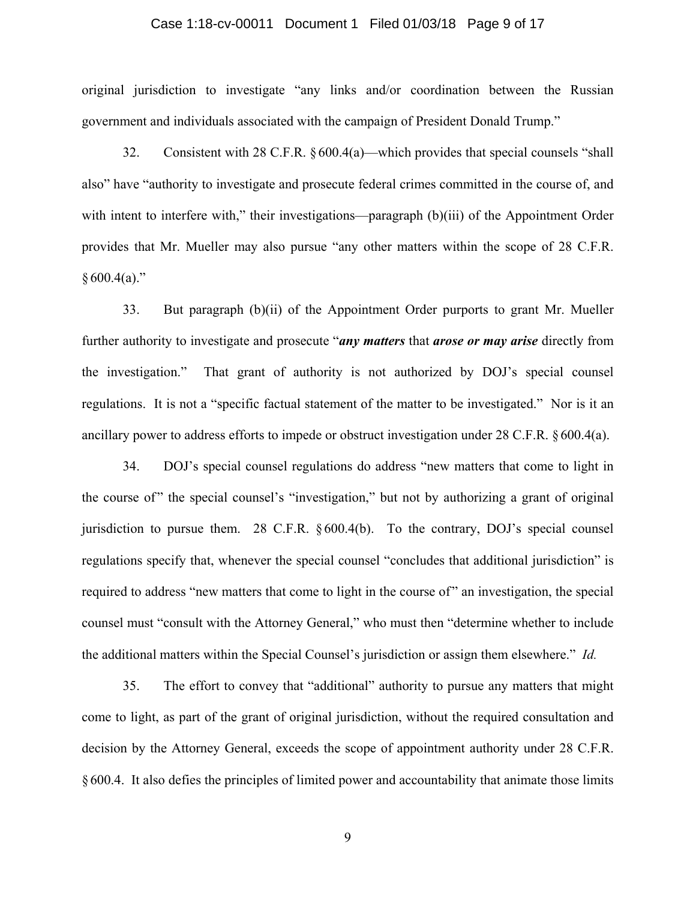original jurisdiction to investigate "any links and/or coordination between the Russian government and individuals associated with the campaign of President Donald Trump."

32. Consistent with 28 C.F.R. § 600.4(a)—which provides that special counsels "shall also" have "authority to investigate and prosecute federal crimes committed in the course of, and with intent to interfere with," their investigations—paragraph (b)(iii) of the Appointment Order provides that Mr. Mueller may also pursue "any other matters within the scope of 28 C.F.R. § 600.4(a)."

33. But paragraph (b)(ii) of the Appointment Order purports to grant Mr. Mueller further authority to investigate and prosecute "***any matters*** that ***arose or may arise*** directly from the investigation." That grant of authority is not authorized by DOJ's special counsel regulations. It is not a "specific factual statement of the matter to be investigated." Nor is it an ancillary power to address efforts to impede or obstruct investigation under 28 C.F.R. § 600.4(a).

34. DOJ's special counsel regulations do address "new matters that come to light in the course of" the special counsel's "investigation," but not by authorizing a grant of original jurisdiction to pursue them. 28 C.F.R. § 600.4(b). To the contrary, DOJ's special counsel regulations specify that, whenever the special counsel "concludes that additional jurisdiction" is required to address "new matters that come to light in the course of" an investigation, the special counsel must "consult with the Attorney General," who must then "determine whether to include the additional matters within the Special Counsel's jurisdiction or assign them elsewhere." *Id.*

35. The effort to convey that "additional" authority to pursue any matters that might come to light, as part of the grant of original jurisdiction, without the required consultation and decision by the Attorney General, exceeds the scope of appointment authority under 28 C.F.R. § 600.4. It also defies the principles of limited power and accountability that animate those limits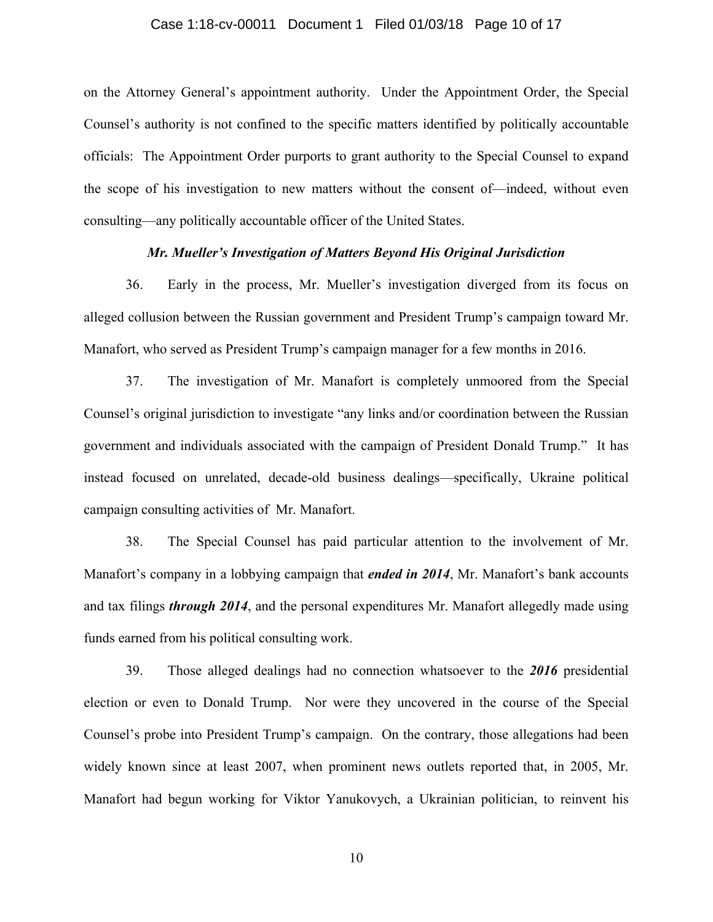on the Attorney General's appointment authority. Under the Appointment Order, the Special Counsel's authority is not confined to the specific matters identified by politically accountable officials: The Appointment Order purports to grant authority to the Special Counsel to expand the scope of his investigation to new matters without the consent of—indeed, without even consulting—any politically accountable officer of the United States.

***Mr. Mueller's Investigation of Matters Beyond His Original Jurisdiction***

36. Early in the process, Mr. Mueller's investigation diverged from its focus on alleged collusion between the Russian government and President Trump's campaign toward Mr. Manafort, who served as President Trump's campaign manager for a few months in 2016.

37. The investigation of Mr. Manafort is completely unmoored from the Special Counsel's original jurisdiction to investigate "any links and/or coordination between the Russian government and individuals associated with the campaign of President Donald Trump." It has instead focused on unrelated, decade-old business dealings—specifically, Ukraine political campaign consulting activities of Mr. Manafort.

38. The Special Counsel has paid particular attention to the involvement of Mr. Manafort's company in a lobbying campaign that ***ended in 2014***, Mr. Manafort's bank accounts and tax filings ***through 2014***, and the personal expenditures Mr. Manafort allegedly made using funds earned from his political consulting work.

39. Those alleged dealings had no connection whatsoever to the ***2016*** presidential election or even to Donald Trump. Nor were they uncovered in the course of the Special Counsel's probe into President Trump's campaign. On the contrary, those allegations had been widely known since at least 2007, when prominent news outlets reported that, in 2005, Mr. Manafort had begun working for Viktor Yanukovych, a Ukrainian politician, to reinvent his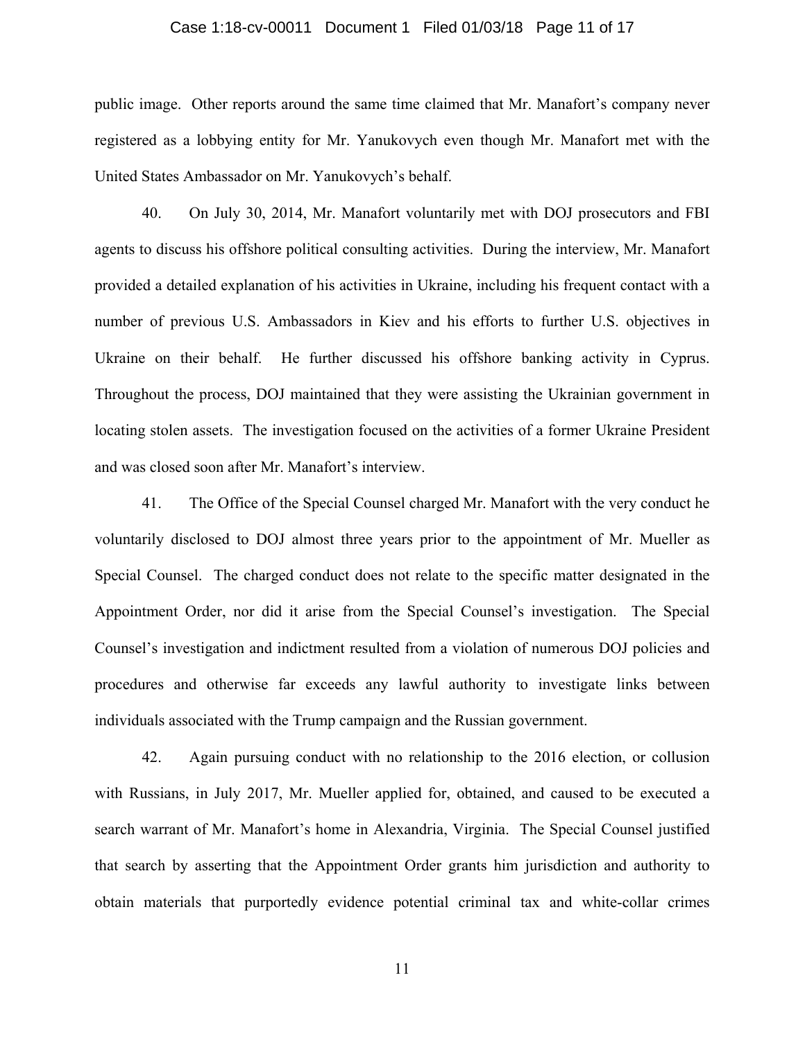public image. Other reports around the same time claimed that Mr. Manafort's company never registered as a lobbying entity for Mr. Yanukovych even though Mr. Manafort met with the United States Ambassador on Mr. Yanukovych's behalf.

40. On July 30, 2014, Mr. Manafort voluntarily met with DOJ prosecutors and FBI agents to discuss his offshore political consulting activities. During the interview, Mr. Manafort provided a detailed explanation of his activities in Ukraine, including his frequent contact with a number of previous U.S. Ambassadors in Kiev and his efforts to further U.S. objectives in Ukraine on their behalf. He further discussed his offshore banking activity in Cyprus. Throughout the process, DOJ maintained that they were assisting the Ukrainian government in locating stolen assets. The investigation focused on the activities of a former Ukraine President and was closed soon after Mr. Manafort's interview.

41. The Office of the Special Counsel charged Mr. Manafort with the very conduct he voluntarily disclosed to DOJ almost three years prior to the appointment of Mr. Mueller as Special Counsel. The charged conduct does not relate to the specific matter designated in the Appointment Order, nor did it arise from the Special Counsel's investigation. The Special Counsel's investigation and indictment resulted from a violation of numerous DOJ policies and procedures and otherwise far exceeds any lawful authority to investigate links between individuals associated with the Trump campaign and the Russian government.

42. Again pursuing conduct with no relationship to the 2016 election, or collusion with Russians, in July 2017, Mr. Mueller applied for, obtained, and caused to be executed a search warrant of Mr. Manafort's home in Alexandria, Virginia. The Special Counsel justified that search by asserting that the Appointment Order grants him jurisdiction and authority to obtain materials that purportedly evidence potential criminal tax and white-collar crimes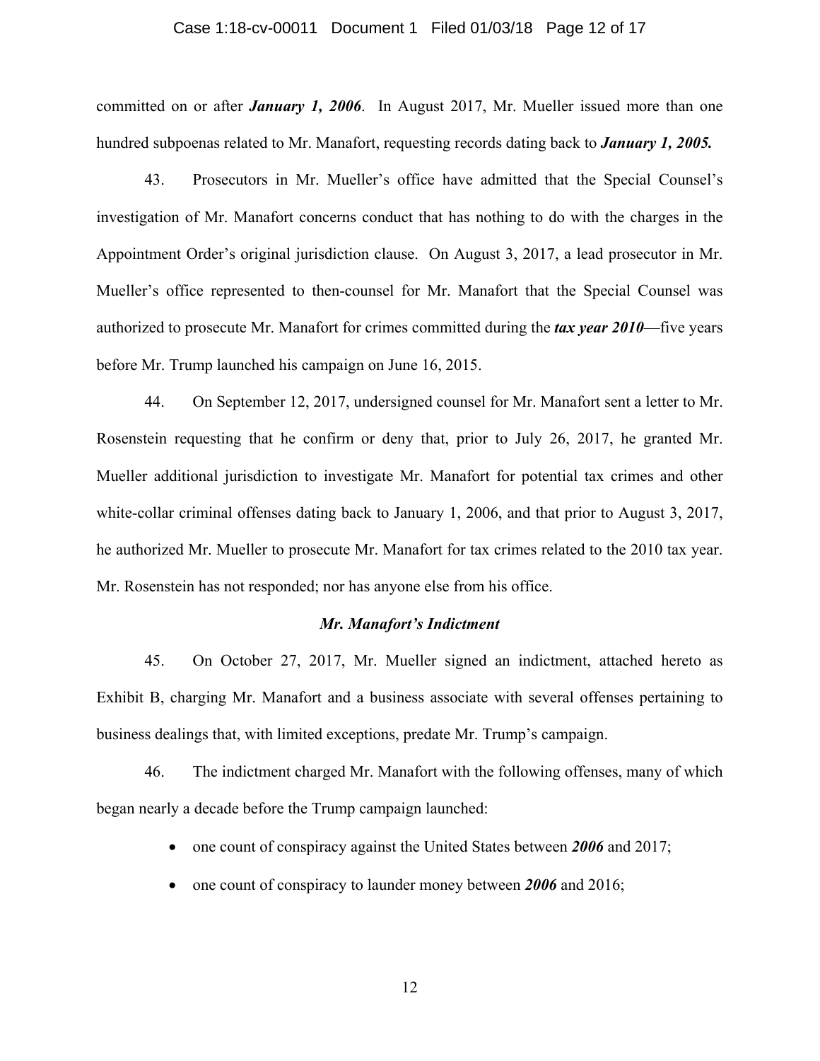committed on or after ***January 1, 2006***. In August 2017, Mr. Mueller issued more than one hundred subpoenas related to Mr. Manafort, requesting records dating back to ***January 1, 2005.***

43. Prosecutors in Mr. Mueller's office have admitted that the Special Counsel's investigation of Mr. Manafort concerns conduct that has nothing to do with the charges in the Appointment Order's original jurisdiction clause. On August 3, 2017, a lead prosecutor in Mr. Mueller's office represented to then-counsel for Mr. Manafort that the Special Counsel was authorized to prosecute Mr. Manafort for crimes committed during the ***tax year 2010***—five years before Mr. Trump launched his campaign on June 16, 2015.

44. On September 12, 2017, undersigned counsel for Mr. Manafort sent a letter to Mr. Rosenstein requesting that he confirm or deny that, prior to July 26, 2017, he granted Mr. Mueller additional jurisdiction to investigate Mr. Manafort for potential tax crimes and other white-collar criminal offenses dating back to January 1, 2006, and that prior to August 3, 2017, he authorized Mr. Mueller to prosecute Mr. Manafort for tax crimes related to the 2010 tax year. Mr. Rosenstein has not responded; nor has anyone else from his office.

***Mr. Manafort's Indictment***

45. On October 27, 2017, Mr. Mueller signed an indictment, attached hereto as Exhibit B, charging Mr. Manafort and a business associate with several offenses pertaining to business dealings that, with limited exceptions, predate Mr. Trump's campaign.

46. The indictment charged Mr. Manafort with the following offenses, many of which began nearly a decade before the Trump campaign launched:

- one count of conspiracy against the United States between ***2006*** and 2017;
- one count of conspiracy to launder money between ***2006*** and 2016;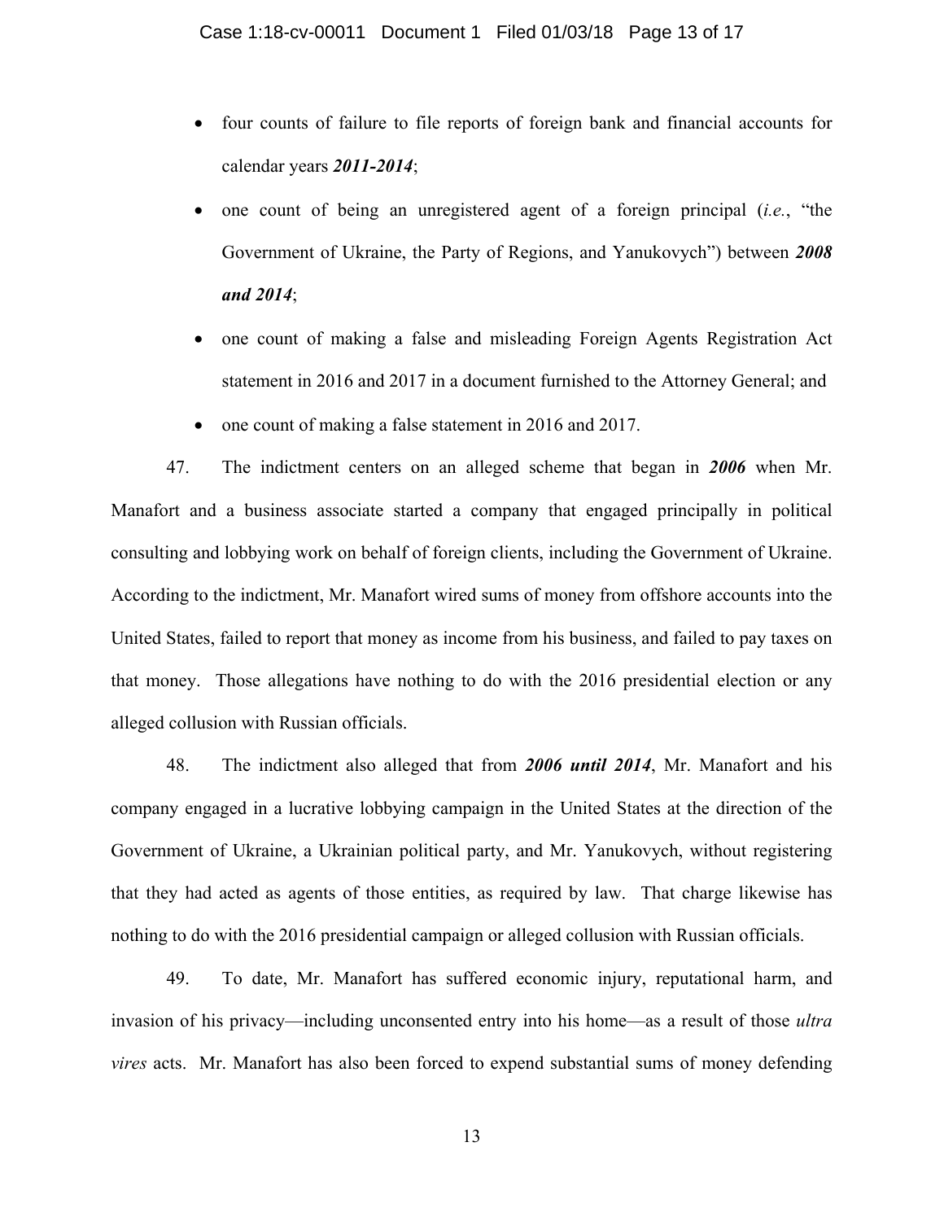- four counts of failure to file reports of foreign bank and financial accounts for calendar years ***2011-2014***;
- one count of being an unregistered agent of a foreign principal (*i.e.*, "the Government of Ukraine, the Party of Regions, and Yanukovych") between ***2008 and 2014***;
- one count of making a false and misleading Foreign Agents Registration Act statement in 2016 and 2017 in a document furnished to the Attorney General; and
- one count of making a false statement in 2016 and 2017.

47. The indictment centers on an alleged scheme that began in ***2006*** when Mr. Manafort and a business associate started a company that engaged principally in political consulting and lobbying work on behalf of foreign clients, including the Government of Ukraine. According to the indictment, Mr. Manafort wired sums of money from offshore accounts into the United States, failed to report that money as income from his business, and failed to pay taxes on that money. Those allegations have nothing to do with the 2016 presidential election or any alleged collusion with Russian officials.

48. The indictment also alleged that from ***2006 until 2014***, Mr. Manafort and his company engaged in a lucrative lobbying campaign in the United States at the direction of the Government of Ukraine, a Ukrainian political party, and Mr. Yanukovych, without registering that they had acted as agents of those entities, as required by law. That charge likewise has nothing to do with the 2016 presidential campaign or alleged collusion with Russian officials.

49. To date, Mr. Manafort has suffered economic injury, reputational harm, and invasion of his privacy—including unconsented entry into his home—as a result of those *ultra vires* acts. Mr. Manafort has also been forced to expend substantial sums of money defending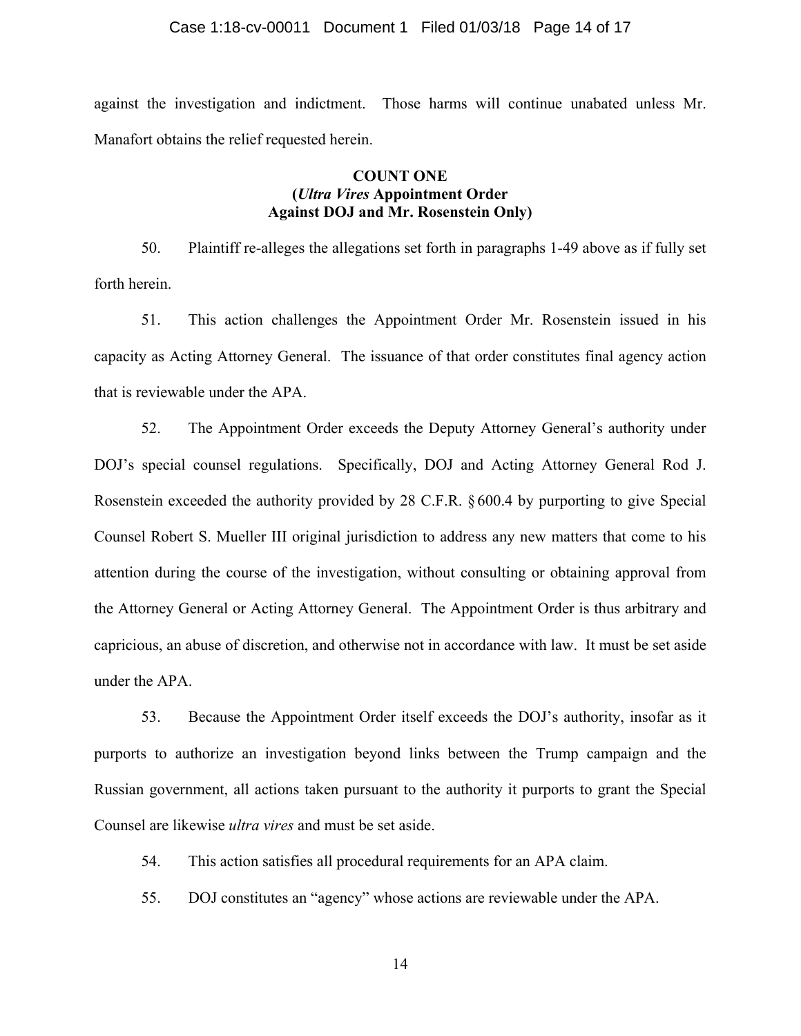against the investigation and indictment. Those harms will continue unabated unless Mr. Manafort obtains the relief requested herein.

**COUNT ONE**
**(*Ultra Vires* Appointment Order**
**Against DOJ and Mr. Rosenstein Only)**

50. Plaintiff re-alleges the allegations set forth in paragraphs 1-49 above as if fully set forth herein.

51. This action challenges the Appointment Order Mr. Rosenstein issued in his capacity as Acting Attorney General. The issuance of that order constitutes final agency action that is reviewable under the APA.

52. The Appointment Order exceeds the Deputy Attorney General's authority under DOJ's special counsel regulations. Specifically, DOJ and Acting Attorney General Rod J. Rosenstein exceeded the authority provided by 28 C.F.R. § 600.4 by purporting to give Special Counsel Robert S. Mueller III original jurisdiction to address any new matters that come to his attention during the course of the investigation, without consulting or obtaining approval from the Attorney General or Acting Attorney General. The Appointment Order is thus arbitrary and capricious, an abuse of discretion, and otherwise not in accordance with law. It must be set aside under the APA.

53. Because the Appointment Order itself exceeds the DOJ's authority, insofar as it purports to authorize an investigation beyond links between the Trump campaign and the Russian government, all actions taken pursuant to the authority it purports to grant the Special Counsel are likewise *ultra vires* and must be set aside.

54. This action satisfies all procedural requirements for an APA claim.

55. DOJ constitutes an "agency" whose actions are reviewable under the APA.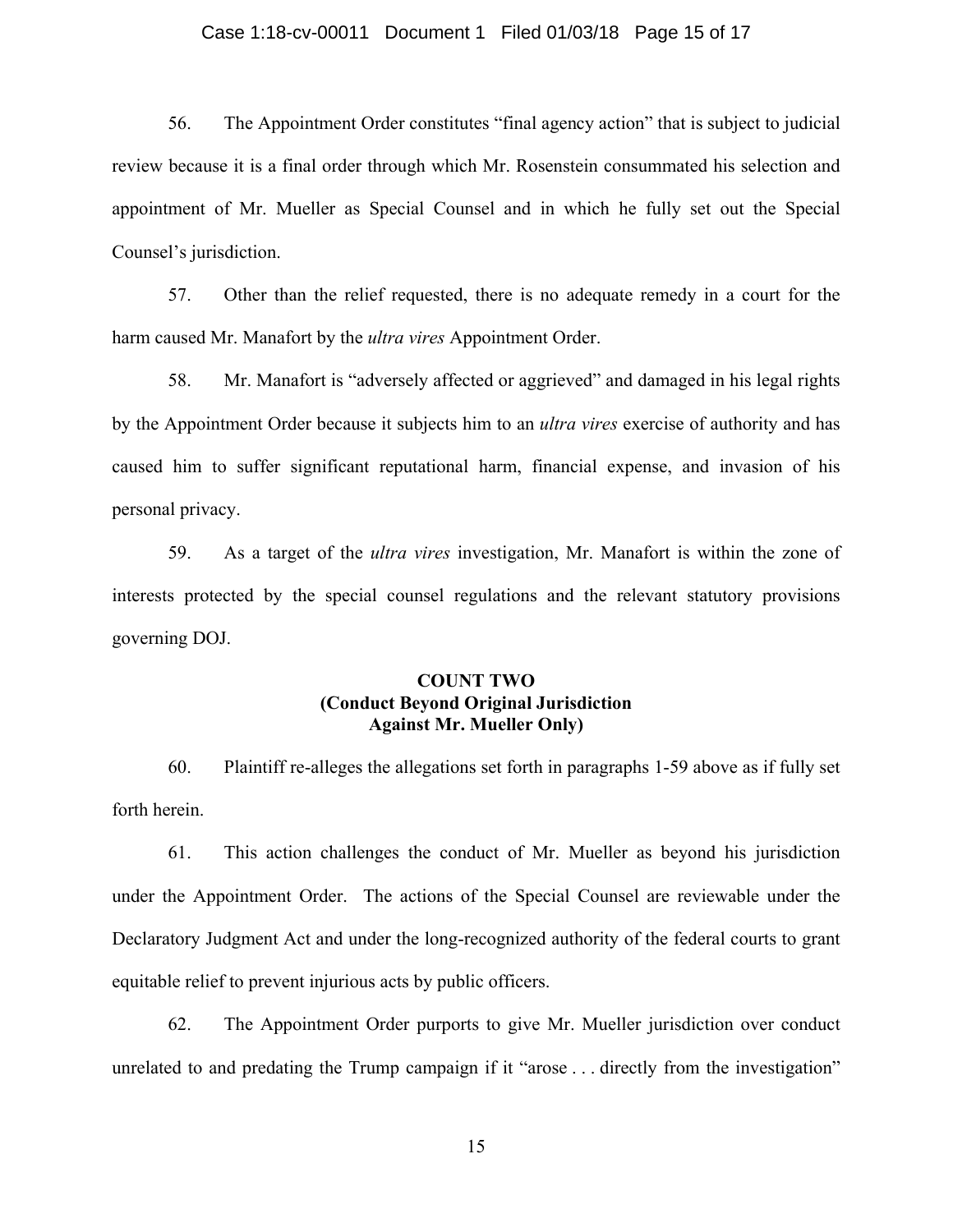56. The Appointment Order constitutes "final agency action" that is subject to judicial review because it is a final order through which Mr. Rosenstein consummated his selection and appointment of Mr. Mueller as Special Counsel and in which he fully set out the Special Counsel's jurisdiction.

57. Other than the relief requested, there is no adequate remedy in a court for the harm caused Mr. Manafort by the *ultra vires* Appointment Order.

58. Mr. Manafort is "adversely affected or aggrieved" and damaged in his legal rights by the Appointment Order because it subjects him to an *ultra vires* exercise of authority and has caused him to suffer significant reputational harm, financial expense, and invasion of his personal privacy.

59. As a target of the *ultra vires* investigation, Mr. Manafort is within the zone of interests protected by the special counsel regulations and the relevant statutory provisions governing DOJ.

**COUNT TWO**
**(Conduct Beyond Original Jurisdiction**
**Against Mr. Mueller Only)**

60. Plaintiff re-alleges the allegations set forth in paragraphs 1-59 above as if fully set forth herein.

61. This action challenges the conduct of Mr. Mueller as beyond his jurisdiction under the Appointment Order. The actions of the Special Counsel are reviewable under the Declaratory Judgment Act and under the long-recognized authority of the federal courts to grant equitable relief to prevent injurious acts by public officers.

62. The Appointment Order purports to give Mr. Mueller jurisdiction over conduct unrelated to and predating the Trump campaign if it "arose . . . directly from the investigation"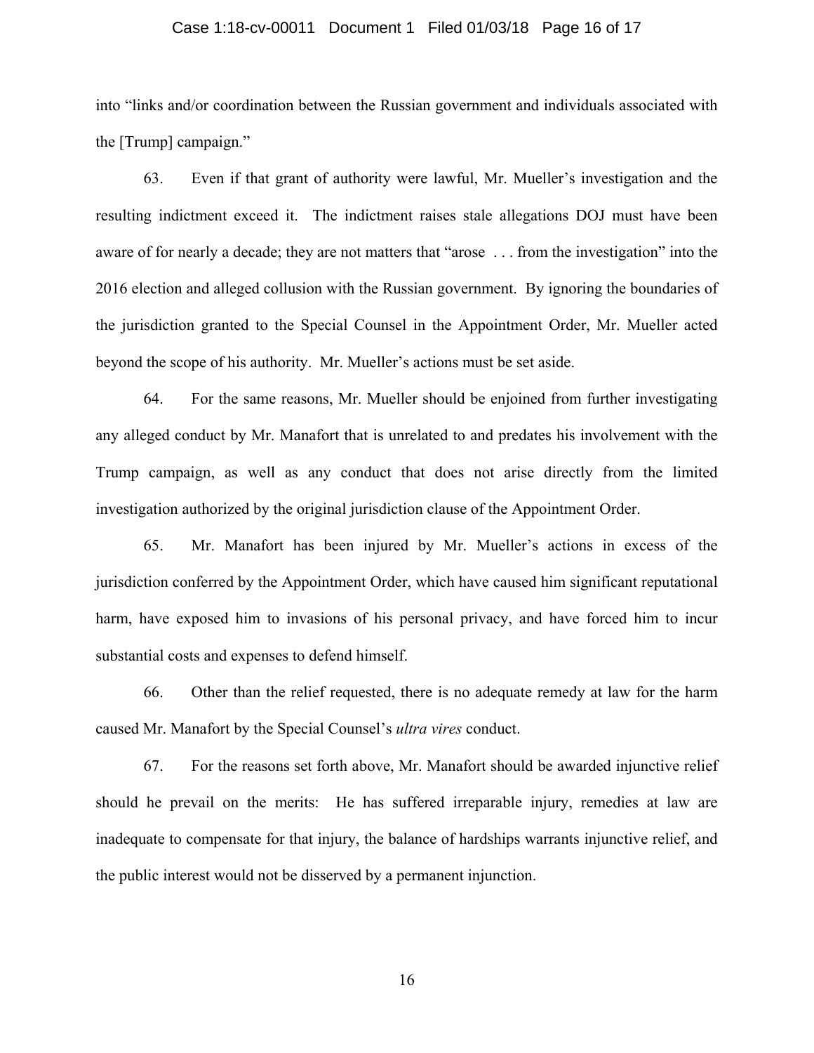into "links and/or coordination between the Russian government and individuals associated with the [Trump] campaign."

63. Even if that grant of authority were lawful, Mr. Mueller's investigation and the resulting indictment exceed it. The indictment raises stale allegations DOJ must have been aware of for nearly a decade; they are not matters that "arose . . . from the investigation" into the 2016 election and alleged collusion with the Russian government. By ignoring the boundaries of the jurisdiction granted to the Special Counsel in the Appointment Order, Mr. Mueller acted beyond the scope of his authority. Mr. Mueller's actions must be set aside.

64. For the same reasons, Mr. Mueller should be enjoined from further investigating any alleged conduct by Mr. Manafort that is unrelated to and predates his involvement with the Trump campaign, as well as any conduct that does not arise directly from the limited investigation authorized by the original jurisdiction clause of the Appointment Order.

65. Mr. Manafort has been injured by Mr. Mueller's actions in excess of the jurisdiction conferred by the Appointment Order, which have caused him significant reputational harm, have exposed him to invasions of his personal privacy, and have forced him to incur substantial costs and expenses to defend himself.

66. Other than the relief requested, there is no adequate remedy at law for the harm caused Mr. Manafort by the Special Counsel's *ultra vires* conduct.

67. For the reasons set forth above, Mr. Manafort should be awarded injunctive relief should he prevail on the merits: He has suffered irreparable injury, remedies at law are inadequate to compensate for that injury, the balance of hardships warrants injunctive relief, and the public interest would not be disserved by a permanent injunction.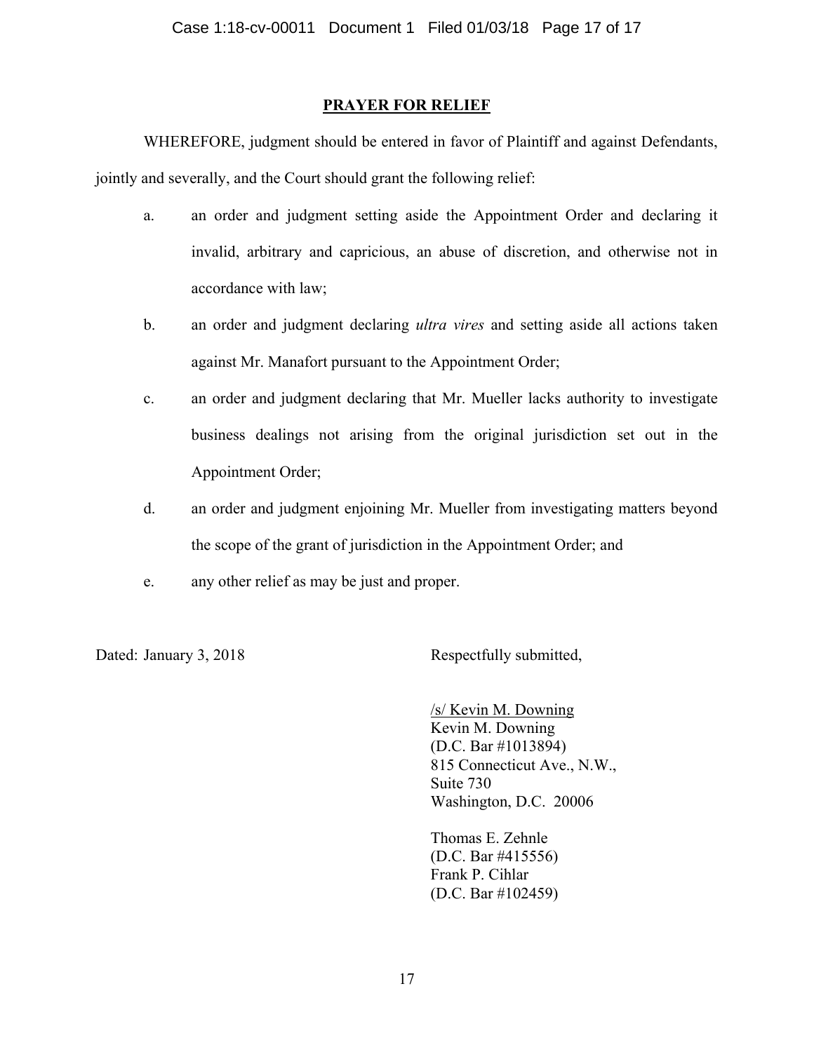## PRAYER FOR RELIEF

WHEREFORE, judgment should be entered in favor of Plaintiff and against Defendants, jointly and severally, and the Court should grant the following relief:

a. an order and judgment setting aside the Appointment Order and declaring it invalid, arbitrary and capricious, an abuse of discretion, and otherwise not in accordance with law;

b. an order and judgment declaring *ultra vires* and setting aside all actions taken against Mr. Manafort pursuant to the Appointment Order;

c. an order and judgment declaring that Mr. Mueller lacks authority to investigate business dealings not arising from the original jurisdiction set out in the Appointment Order;

d. an order and judgment enjoining Mr. Mueller from investigating matters beyond the scope of the grant of jurisdiction in the Appointment Order; and

e. any other relief as may be just and proper.

Dated: January 3, 2018

Respectfully submitted,

/s/ Kevin M. Downing
Kevin M. Downing
(D.C. Bar #1013894)
815 Connecticut Ave., N.W.,
Suite 730
Washington, D.C. 20006

Thomas E. Zehnle
(D.C. Bar #415556)
Frank P. Cihlar
(D.C. Bar #102459)